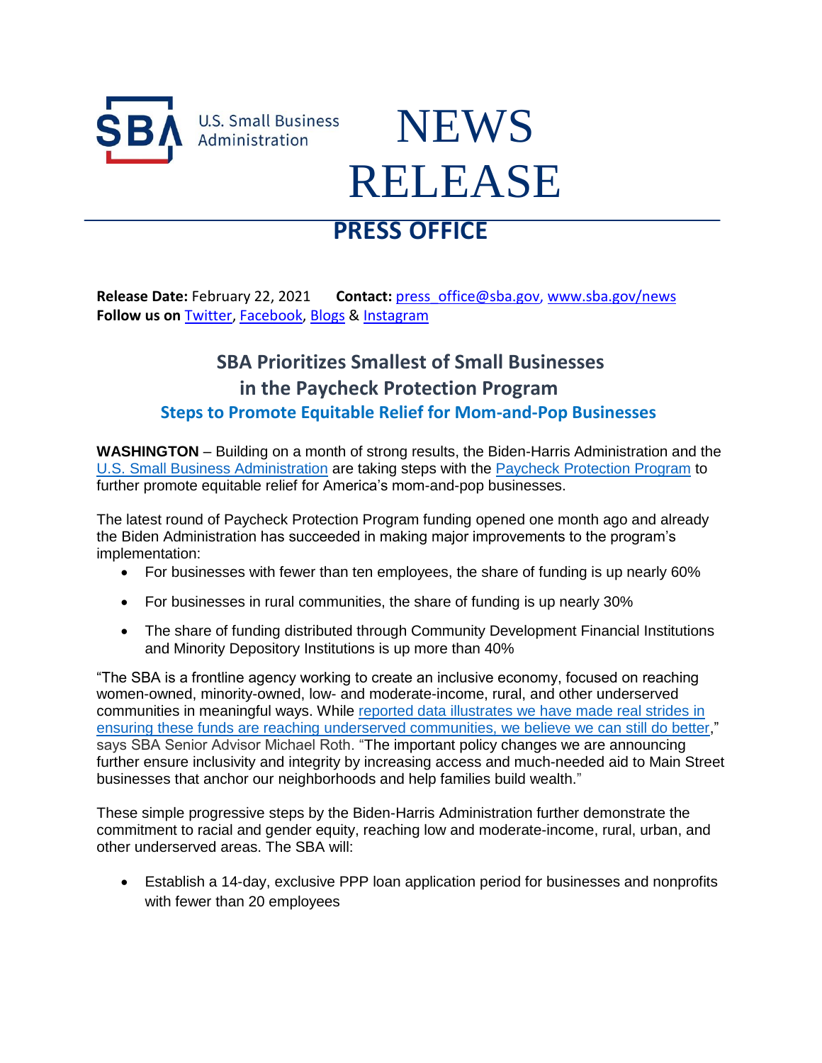U.S. Small Business Administration

# NEWS RELEASE

## PRESS OFFICE

**Release Date:** February 22, 2021 **Contact:** press_office@sba.gov, www.sba.gov/news
**Follow us on** Twitter, Facebook, Blogs & Instagram

## SBA Prioritizes Smallest of Small Businesses in the Paycheck Protection Program

### Steps to Promote Equitable Relief for Mom-and-Pop Businesses

**WASHINGTON** – Building on a month of strong results, the Biden-Harris Administration and the U.S. Small Business Administration are taking steps with the Paycheck Protection Program to further promote equitable relief for America's mom-and-pop businesses.

The latest round of Paycheck Protection Program funding opened one month ago and already the Biden Administration has succeeded in making major improvements to the program's implementation:

- For businesses with fewer than ten employees, the share of funding is up nearly 60%
- For businesses in rural communities, the share of funding is up nearly 30%
- The share of funding distributed through Community Development Financial Institutions and Minority Depository Institutions is up more than 40%

"The SBA is a frontline agency working to create an inclusive economy, focused on reaching women-owned, minority-owned, low- and moderate-income, rural, and other underserved communities in meaningful ways. While reported data illustrates we have made real strides in ensuring these funds are reaching underserved communities, we believe we can still do better," says SBA Senior Advisor Michael Roth. "The important policy changes we are announcing further ensure inclusivity and integrity by increasing access and much-needed aid to Main Street businesses that anchor our neighborhoods and help families build wealth."

These simple progressive steps by the Biden-Harris Administration further demonstrate the commitment to racial and gender equity, reaching low and moderate-income, rural, urban, and other underserved areas. The SBA will:

- Establish a 14-day, exclusive PPP loan application period for businesses and nonprofits with fewer than 20 employees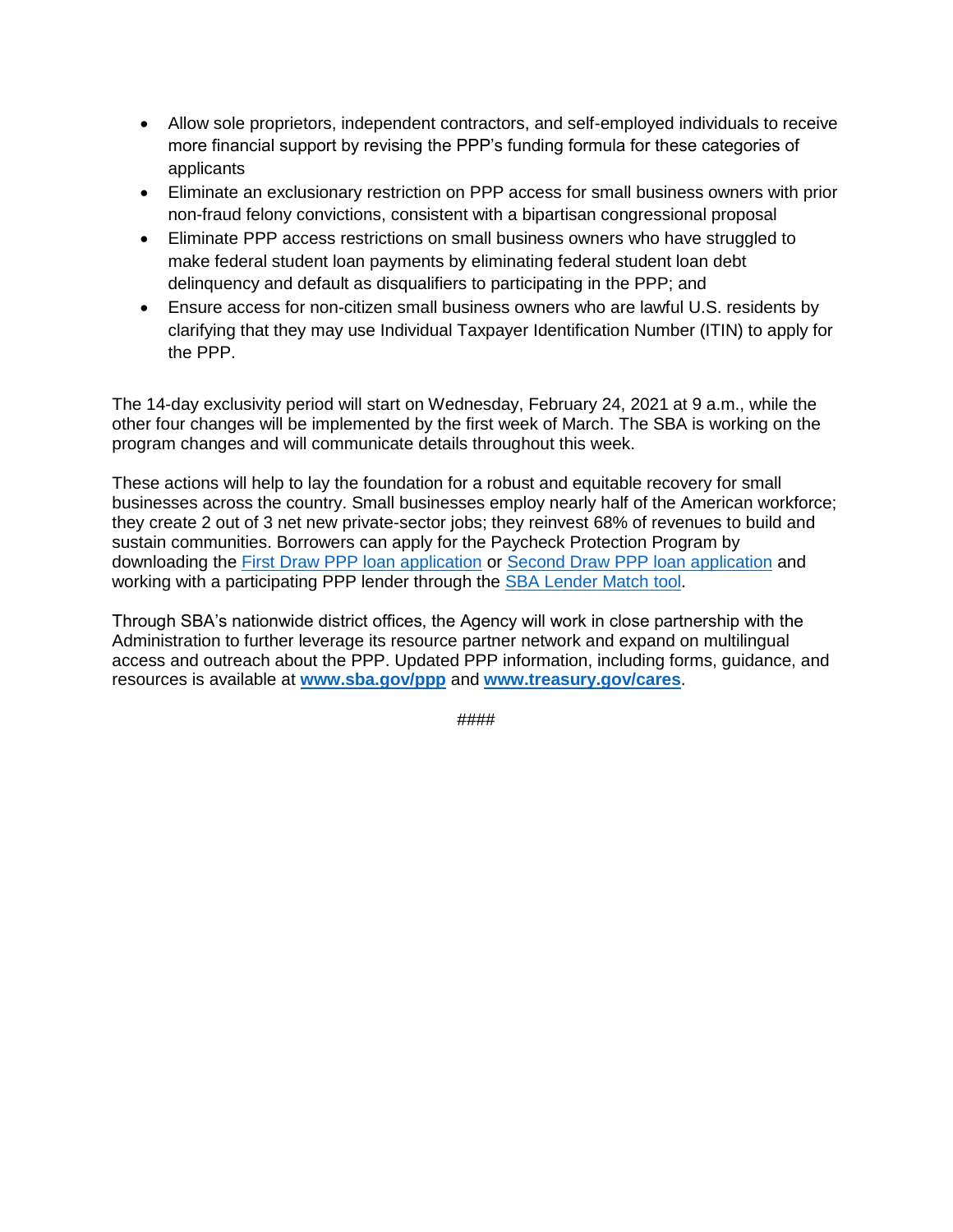- Allow sole proprietors, independent contractors, and self-employed individuals to receive more financial support by revising the PPP's funding formula for these categories of applicants
- Eliminate an exclusionary restriction on PPP access for small business owners with prior non-fraud felony convictions, consistent with a bipartisan congressional proposal
- Eliminate PPP access restrictions on small business owners who have struggled to make federal student loan payments by eliminating federal student loan debt delinquency and default as disqualifiers to participating in the PPP; and
- Ensure access for non-citizen small business owners who are lawful U.S. residents by clarifying that they may use Individual Taxpayer Identification Number (ITIN) to apply for the PPP.

The 14-day exclusivity period will start on Wednesday, February 24, 2021 at 9 a.m., while the other four changes will be implemented by the first week of March. The SBA is working on the program changes and will communicate details throughout this week.

These actions will help to lay the foundation for a robust and equitable recovery for small businesses across the country. Small businesses employ nearly half of the American workforce; they create 2 out of 3 net new private-sector jobs; they reinvest 68% of revenues to build and sustain communities. Borrowers can apply for the Paycheck Protection Program by downloading the First Draw PPP loan application or Second Draw PPP loan application and working with a participating PPP lender through the SBA Lender Match tool.

Through SBA's nationwide district offices, the Agency will work in close partnership with the Administration to further leverage its resource partner network and expand on multilingual access and outreach about the PPP. Updated PPP information, including forms, guidance, and resources is available at **www.sba.gov/ppp** and **www.treasury.gov/cares**.

####